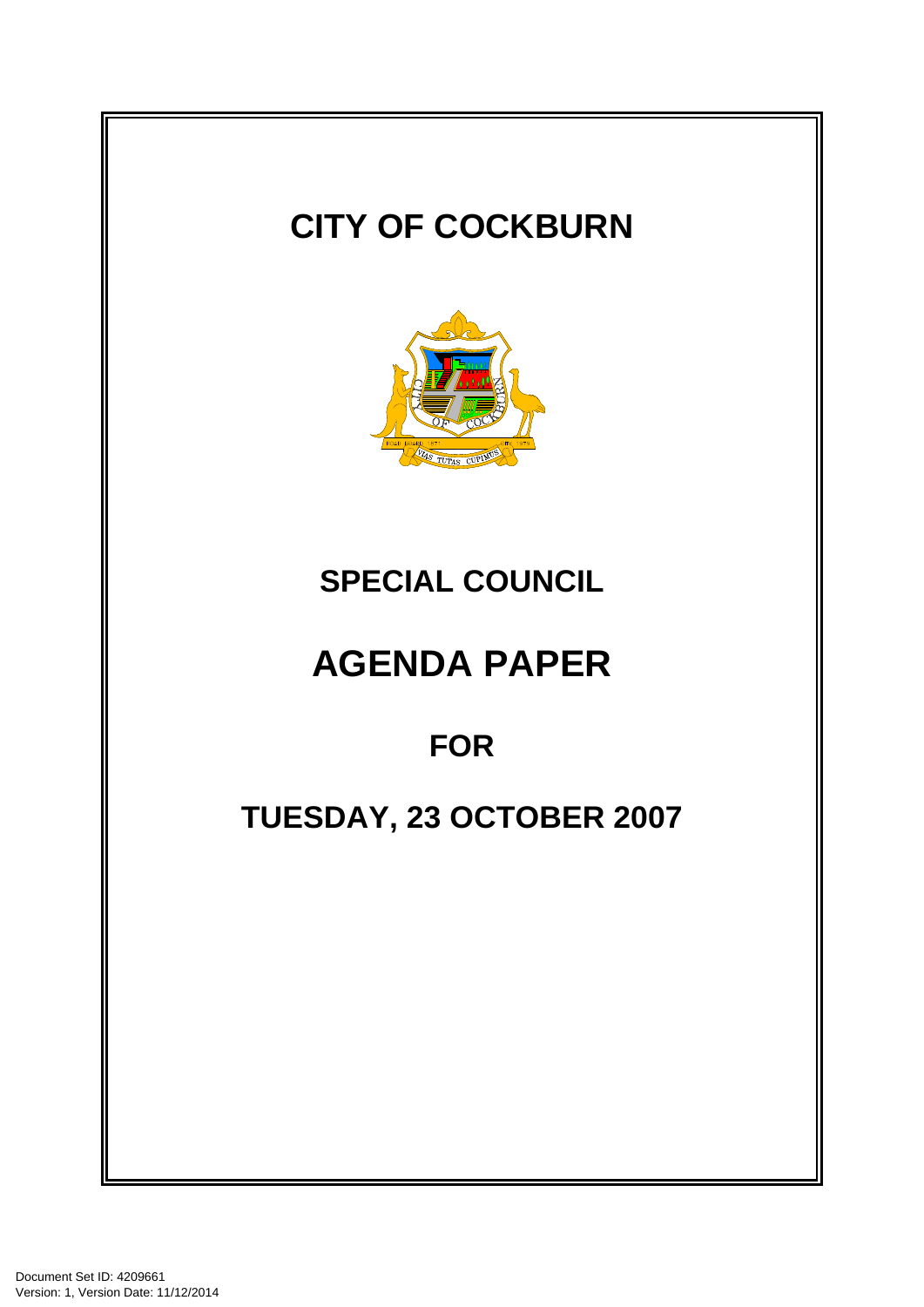# CITY OF COCKBURN

## SPECIAL COUNCIL

# AGENDA PAPER

## FOR

## TUESDAY, 23 OCTOBER 2007

Document Set ID: 4209661
Version: 1, Version Date: 11/12/2014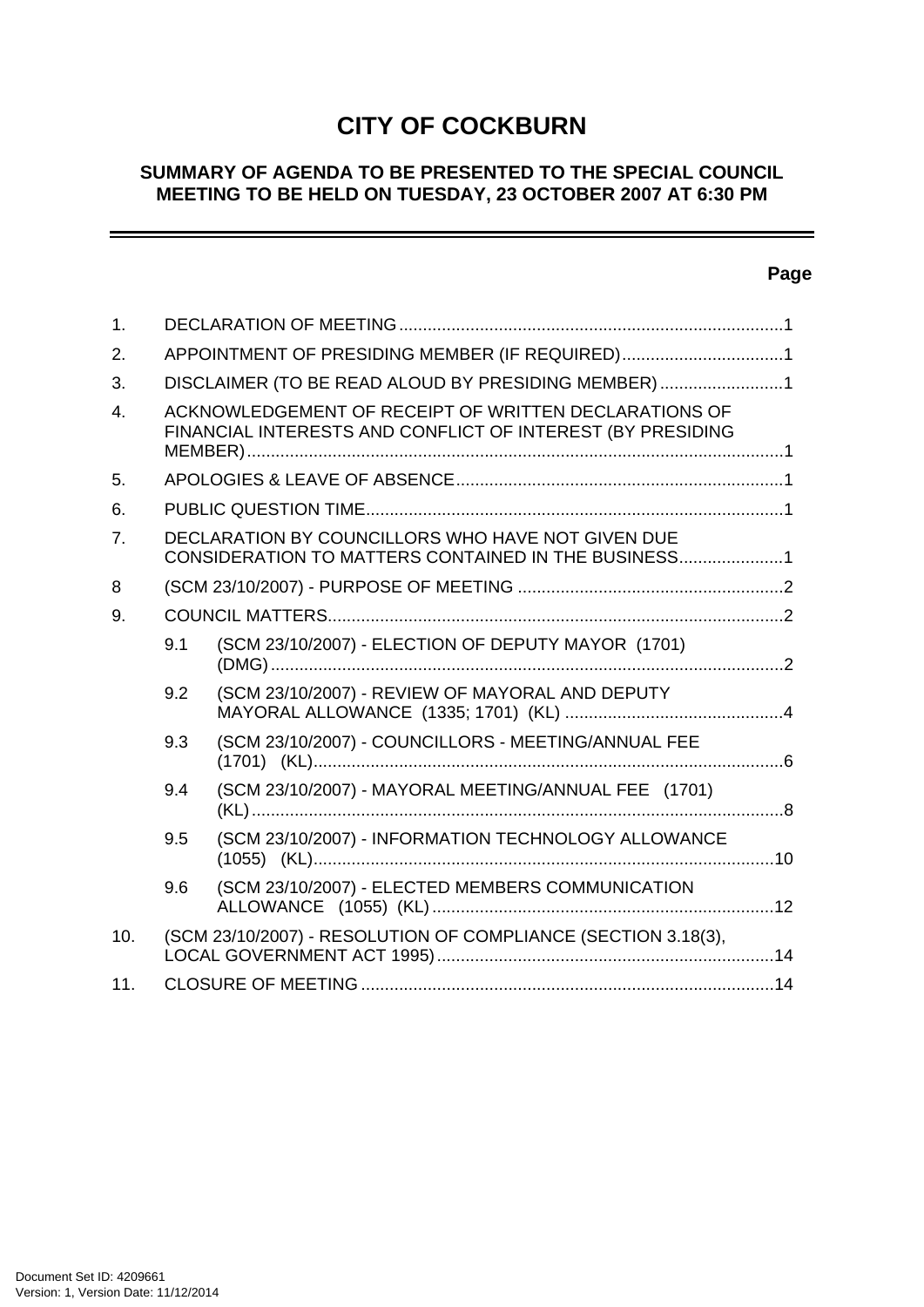# CITY OF COCKBURN

## SUMMARY OF AGENDA TO BE PRESENTED TO THE SPECIAL COUNCIL MEETING TO BE HELD ON TUESDAY, 23 OCTOBER 2007 AT 6:30 PM

| | | Page |
|---|---|---|
| 1. | DECLARATION OF MEETING | 1 |
| 2. | APPOINTMENT OF PRESIDING MEMBER (IF REQUIRED) | 1 |
| 3. | DISCLAIMER (TO BE READ ALOUD BY PRESIDING MEMBER) | 1 |
| 4. | ACKNOWLEDGEMENT OF RECEIPT OF WRITTEN DECLARATIONS OF FINANCIAL INTERESTS AND CONFLICT OF INTEREST (BY PRESIDING MEMBER) | 1 |
| 5. | APOLOGIES & LEAVE OF ABSENCE | 1 |
| 6. | PUBLIC QUESTION TIME | 1 |
| 7. | DECLARATION BY COUNCILLORS WHO HAVE NOT GIVEN DUE CONSIDERATION TO MATTERS CONTAINED IN THE BUSINESS | 1 |
| 8 | (SCM 23/10/2007) - PURPOSE OF MEETING | 2 |
| 9. | COUNCIL MATTERS | 2 |
| 9.1 | (SCM 23/10/2007) - ELECTION OF DEPUTY MAYOR (1701) (DMG) | 2 |
| 9.2 | (SCM 23/10/2007) - REVIEW OF MAYORAL AND DEPUTY MAYORAL ALLOWANCE (1335; 1701) (KL) | 4 |
| 9.3 | (SCM 23/10/2007) - COUNCILLORS - MEETING/ANNUAL FEE (1701) (KL) | 6 |
| 9.4 | (SCM 23/10/2007) - MAYORAL MEETING/ANNUAL FEE (1701) (KL) | 8 |
| 9.5 | (SCM 23/10/2007) - INFORMATION TECHNOLOGY ALLOWANCE (1055) (KL) | 10 |
| 9.6 | (SCM 23/10/2007) - ELECTED MEMBERS COMMUNICATION ALLOWANCE (1055) (KL) | 12 |
| 10. | (SCM 23/10/2007) - RESOLUTION OF COMPLIANCE (SECTION 3.18(3), LOCAL GOVERNMENT ACT 1995) | 14 |
| 11. | CLOSURE OF MEETING | 14 |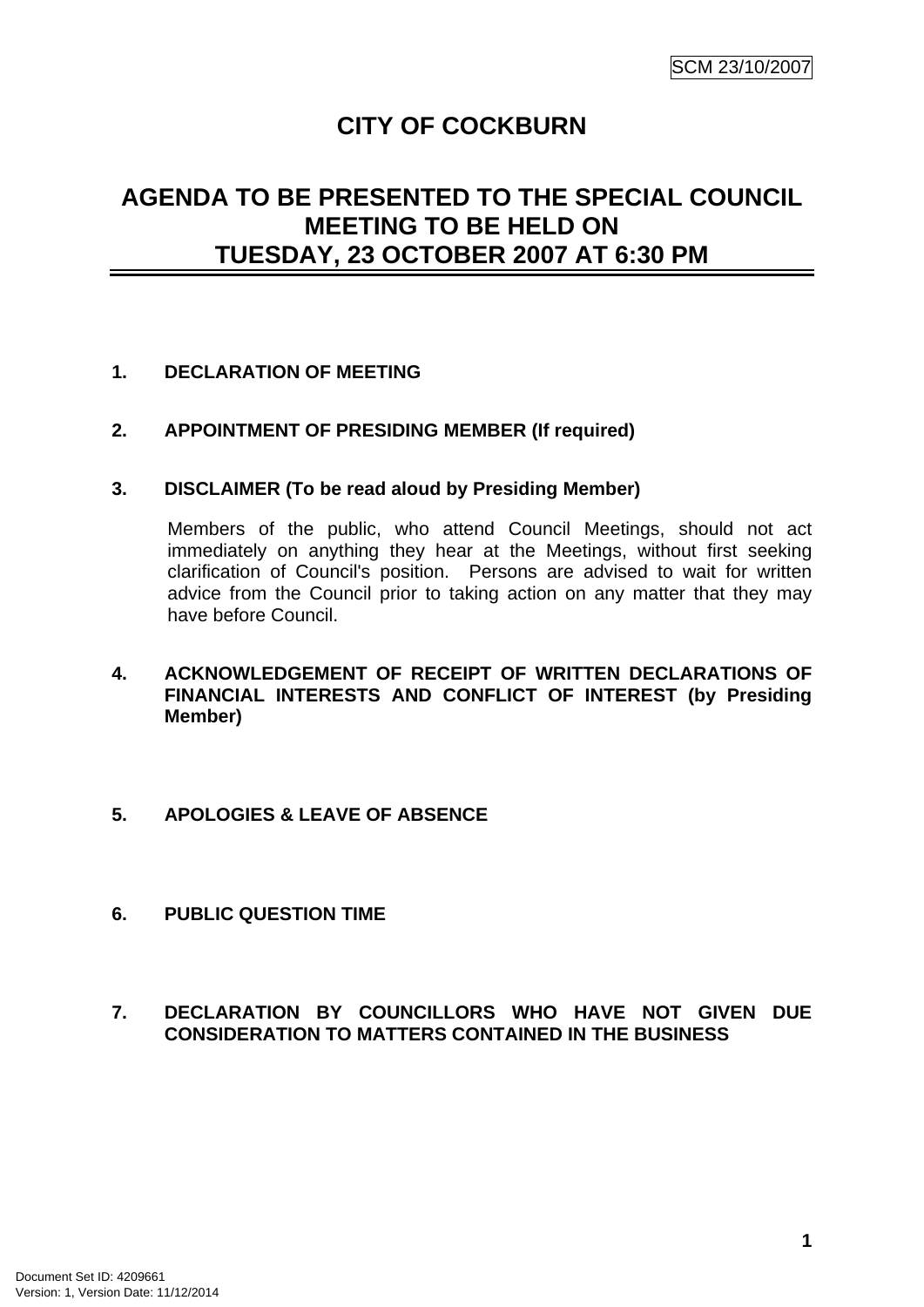# CITY OF COCKBURN

## AGENDA TO BE PRESENTED TO THE SPECIAL COUNCIL MEETING TO BE HELD ON TUESDAY, 23 OCTOBER 2007 AT 6:30 PM

**1. DECLARATION OF MEETING**

**2. APPOINTMENT OF PRESIDING MEMBER (If required)**

**3. DISCLAIMER (To be read aloud by Presiding Member)**

Members of the public, who attend Council Meetings, should not act immediately on anything they hear at the Meetings, without first seeking clarification of Council's position. Persons are advised to wait for written advice from the Council prior to taking action on any matter that they may have before Council.

**4. ACKNOWLEDGEMENT OF RECEIPT OF WRITTEN DECLARATIONS OF FINANCIAL INTERESTS AND CONFLICT OF INTEREST (by Presiding Member)**

**5. APOLOGIES & LEAVE OF ABSENCE**

**6. PUBLIC QUESTION TIME**

**7. DECLARATION BY COUNCILLORS WHO HAVE NOT GIVEN DUE CONSIDERATION TO MATTERS CONTAINED IN THE BUSINESS**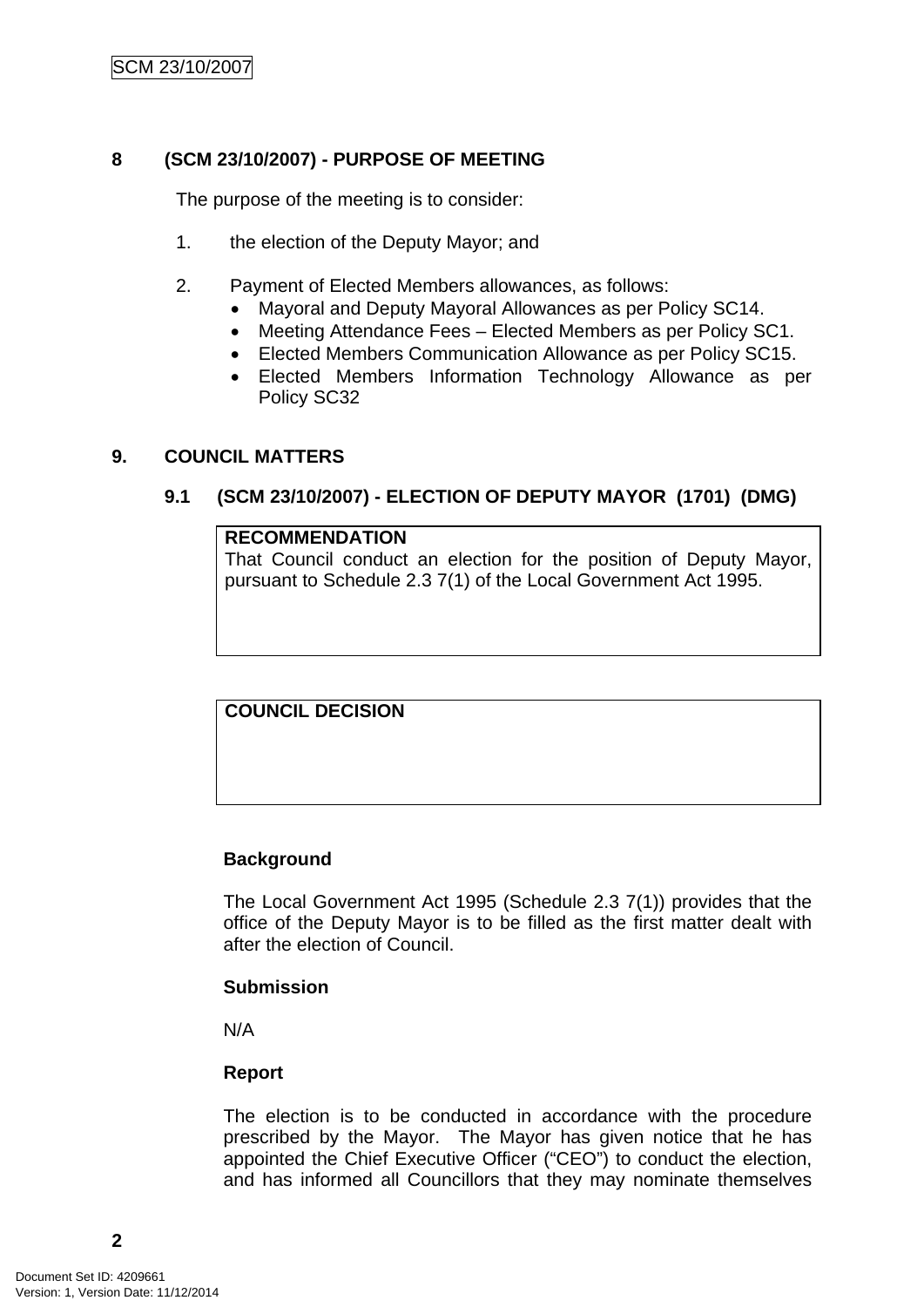## 8 (SCM 23/10/2007) - PURPOSE OF MEETING

The purpose of the meeting is to consider:

1. the election of the Deputy Mayor; and
2. Payment of Elected Members allowances, as follows:
   - Mayoral and Deputy Mayoral Allowances as per Policy SC14.
   - Meeting Attendance Fees – Elected Members as per Policy SC1.
   - Elected Members Communication Allowance as per Policy SC15.
   - Elected Members Information Technology Allowance as per Policy SC32

## 9. COUNCIL MATTERS

### 9.1 (SCM 23/10/2007) - ELECTION OF DEPUTY MAYOR (1701) (DMG)

**RECOMMENDATION**

That Council conduct an election for the position of Deputy Mayor, pursuant to Schedule 2.3 7(1) of the Local Government Act 1995.

**COUNCIL DECISION**

**Background**

The Local Government Act 1995 (Schedule 2.3 7(1)) provides that the office of the Deputy Mayor is to be filled as the first matter dealt with after the election of Council.

**Submission**

N/A

**Report**

The election is to be conducted in accordance with the procedure prescribed by the Mayor. The Mayor has given notice that he has appointed the Chief Executive Officer ("CEO") to conduct the election, and has informed all Councillors that they may nominate themselves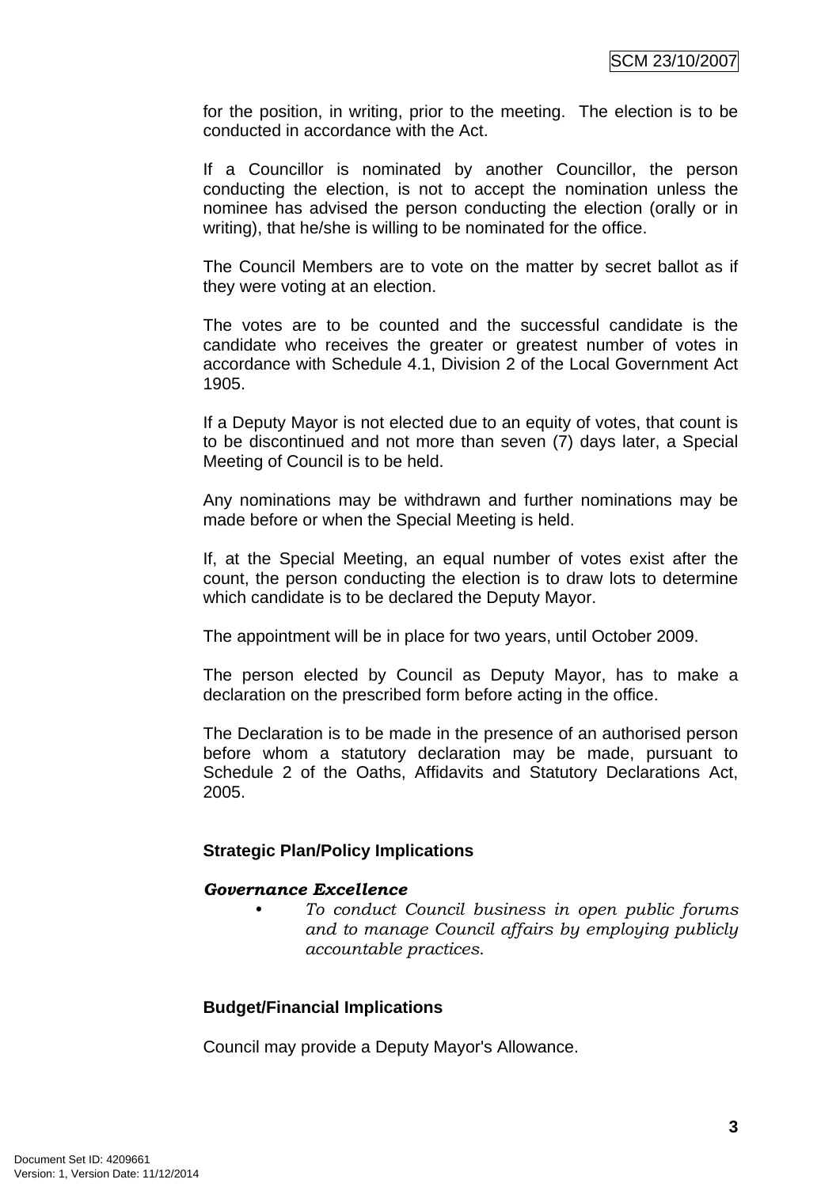for the position, in writing, prior to the meeting. The election is to be conducted in accordance with the Act.

If a Councillor is nominated by another Councillor, the person conducting the election, is not to accept the nomination unless the nominee has advised the person conducting the election (orally or in writing), that he/she is willing to be nominated for the office.

The Council Members are to vote on the matter by secret ballot as if they were voting at an election.

The votes are to be counted and the successful candidate is the candidate who receives the greater or greatest number of votes in accordance with Schedule 4.1, Division 2 of the Local Government Act 1905.

If a Deputy Mayor is not elected due to an equity of votes, that count is to be discontinued and not more than seven (7) days later, a Special Meeting of Council is to be held.

Any nominations may be withdrawn and further nominations may be made before or when the Special Meeting is held.

If, at the Special Meeting, an equal number of votes exist after the count, the person conducting the election is to draw lots to determine which candidate is to be declared the Deputy Mayor.

The appointment will be in place for two years, until October 2009.

The person elected by Council as Deputy Mayor, has to make a declaration on the prescribed form before acting in the office.

The Declaration is to be made in the presence of an authorised person before whom a statutory declaration may be made, pursuant to Schedule 2 of the Oaths, Affidavits and Statutory Declarations Act, 2005.

**Strategic Plan/Policy Implications**

***Governance Excellence***

- *To conduct Council business in open public forums and to manage Council affairs by employing publicly accountable practices.*

**Budget/Financial Implications**

Council may provide a Deputy Mayor's Allowance.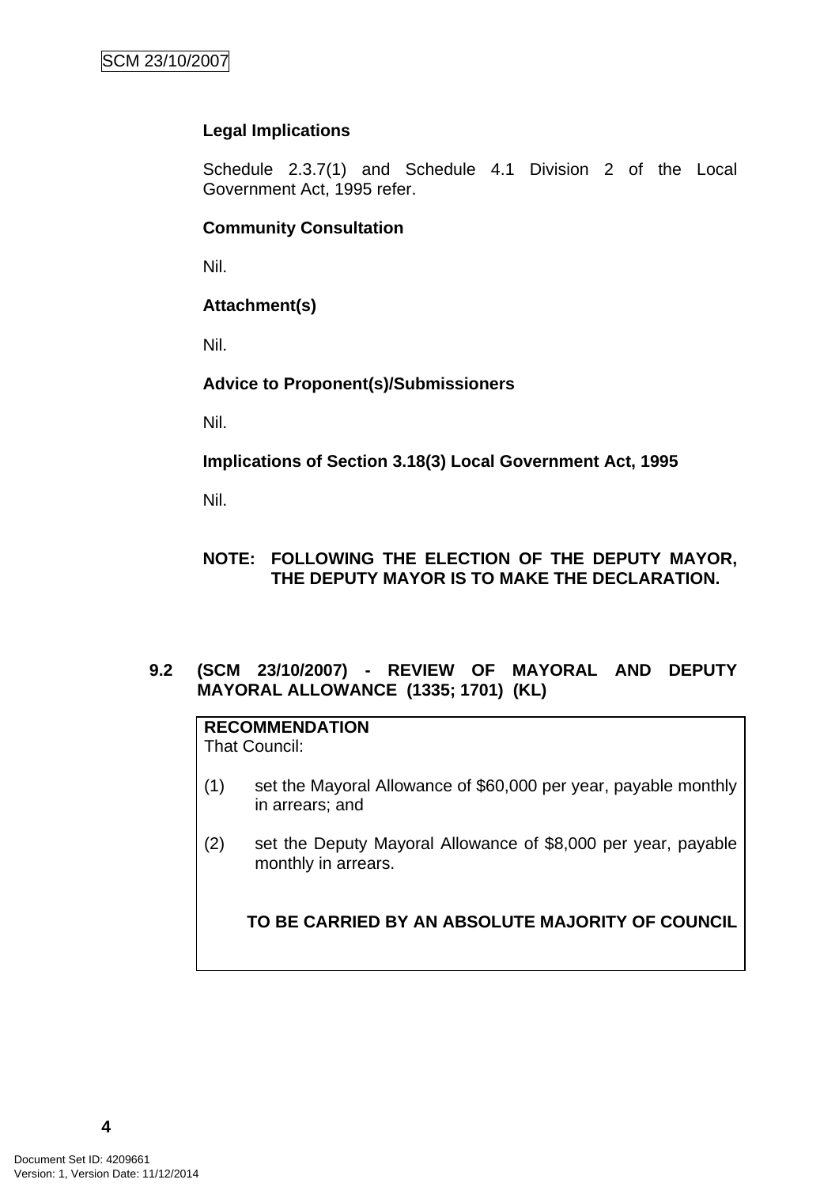**Legal Implications**

Schedule 2.3.7(1) and Schedule 4.1 Division 2 of the Local Government Act, 1995 refer.

**Community Consultation**

Nil.

**Attachment(s)**

Nil.

**Advice to Proponent(s)/Submissioners**

Nil.

**Implications of Section 3.18(3) Local Government Act, 1995**

Nil.

**NOTE: FOLLOWING THE ELECTION OF THE DEPUTY MAYOR, THE DEPUTY MAYOR IS TO MAKE THE DECLARATION.**

## 9.2 (SCM 23/10/2007) - REVIEW OF MAYORAL AND DEPUTY MAYORAL ALLOWANCE (1335; 1701) (KL)

**RECOMMENDATION**

That Council:

(1) set the Mayoral Allowance of $60,000 per year, payable monthly in arrears; and

(2) set the Deputy Mayoral Allowance of $8,000 per year, payable monthly in arrears.

**TO BE CARRIED BY AN ABSOLUTE MAJORITY OF COUNCIL**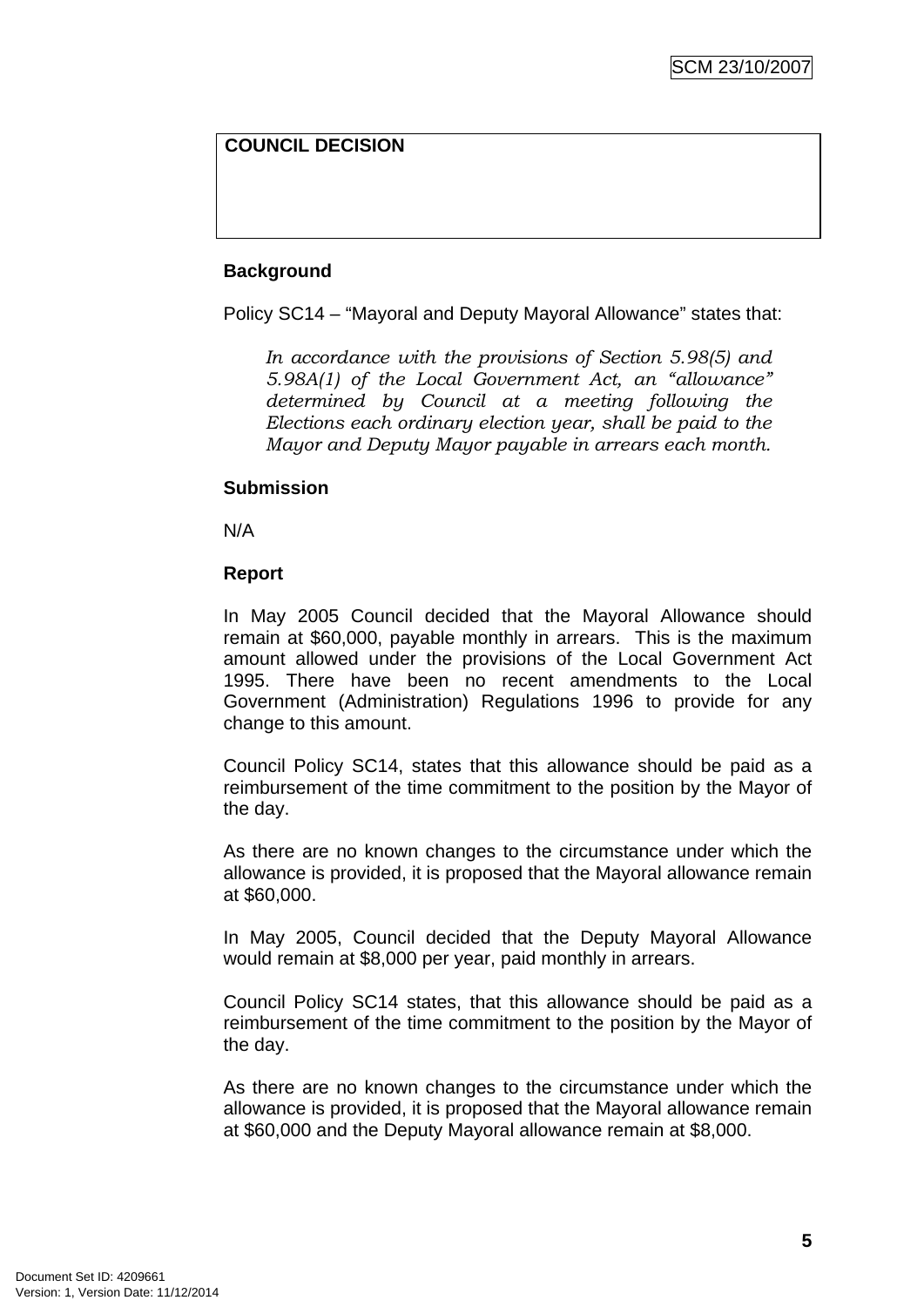**COUNCIL DECISION**

**Background**

Policy SC14 – "Mayoral and Deputy Mayoral Allowance" states that:

> *In accordance with the provisions of Section 5.98(5) and 5.98A(1) of the Local Government Act, an "allowance" determined by Council at a meeting following the Elections each ordinary election year, shall be paid to the Mayor and Deputy Mayor payable in arrears each month.*

**Submission**

N/A

**Report**

In May 2005 Council decided that the Mayoral Allowance should remain at $60,000, payable monthly in arrears. This is the maximum amount allowed under the provisions of the Local Government Act 1995. There have been no recent amendments to the Local Government (Administration) Regulations 1996 to provide for any change to this amount.

Council Policy SC14, states that this allowance should be paid as a reimbursement of the time commitment to the position by the Mayor of the day.

As there are no known changes to the circumstance under which the allowance is provided, it is proposed that the Mayoral allowance remain at $60,000.

In May 2005, Council decided that the Deputy Mayoral Allowance would remain at $8,000 per year, paid monthly in arrears.

Council Policy SC14 states, that this allowance should be paid as a reimbursement of the time commitment to the position by the Mayor of the day.

As there are no known changes to the circumstance under which the allowance is provided, it is proposed that the Mayoral allowance remain at $60,000 and the Deputy Mayoral allowance remain at $8,000.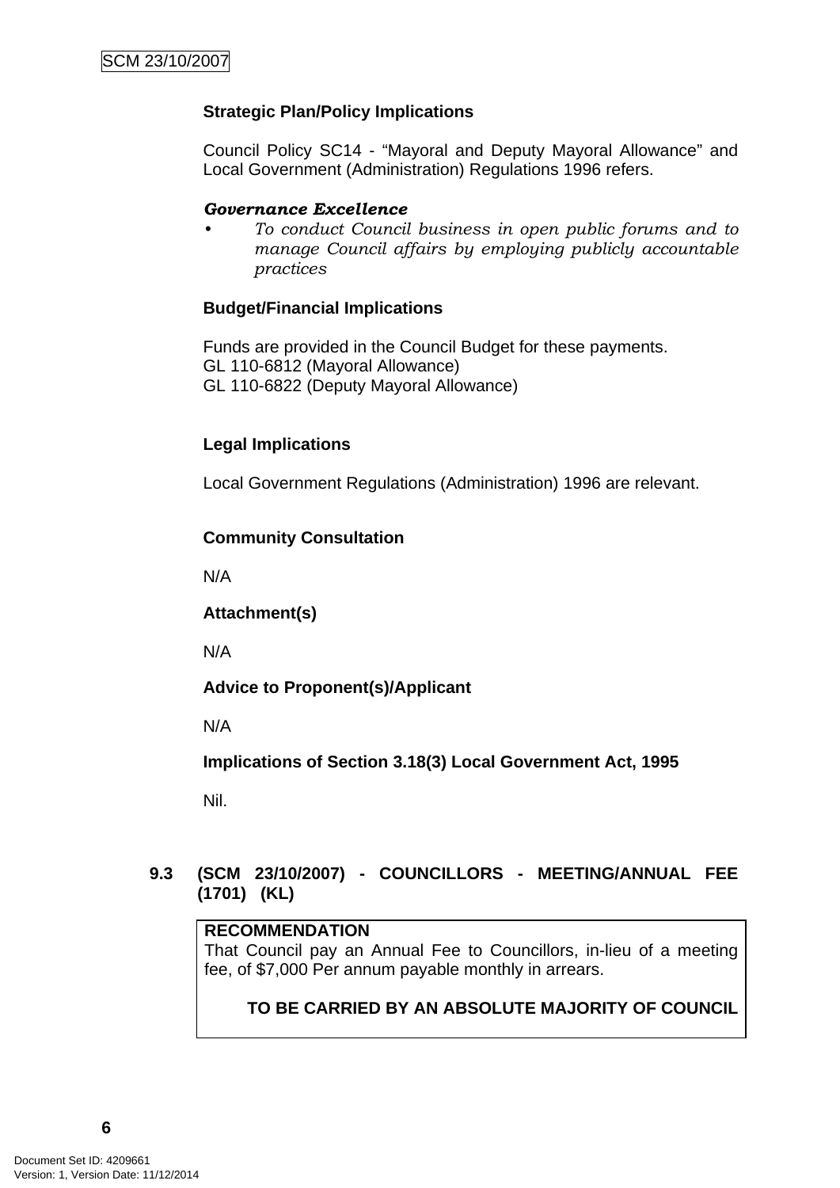**Strategic Plan/Policy Implications**

Council Policy SC14 - "Mayoral and Deputy Mayoral Allowance" and Local Government (Administration) Regulations 1996 refers.

***Governance Excellence***

- *To conduct Council business in open public forums and to manage Council affairs by employing publicly accountable practices*

**Budget/Financial Implications**

Funds are provided in the Council Budget for these payments.
GL 110-6812 (Mayoral Allowance)
GL 110-6822 (Deputy Mayoral Allowance)

**Legal Implications**

Local Government Regulations (Administration) 1996 are relevant.

**Community Consultation**

N/A

**Attachment(s)**

N/A

**Advice to Proponent(s)/Applicant**

N/A

**Implications of Section 3.18(3) Local Government Act, 1995**

Nil.

## 9.3 (SCM 23/10/2007) - COUNCILLORS - MEETING/ANNUAL FEE (1701) (KL)

**RECOMMENDATION**

That Council pay an Annual Fee to Councillors, in-lieu of a meeting fee, of $7,000 Per annum payable monthly in arrears.

**TO BE CARRIED BY AN ABSOLUTE MAJORITY OF COUNCIL**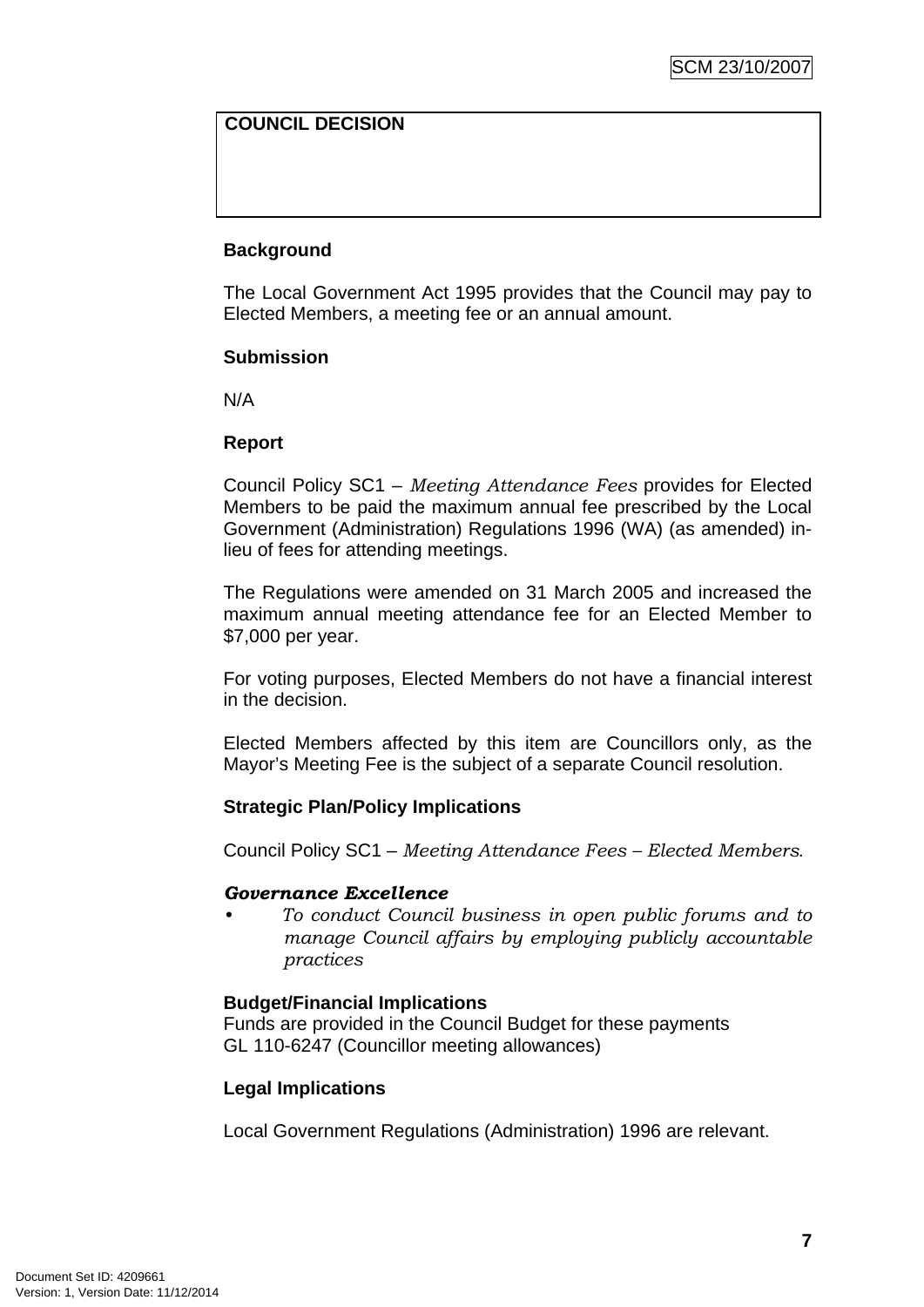| COUNCIL DECISION |
| --- |
| |

**Background**

The Local Government Act 1995 provides that the Council may pay to Elected Members, a meeting fee or an annual amount.

**Submission**

N/A

**Report**

Council Policy SC1 – *Meeting Attendance Fees* provides for Elected Members to be paid the maximum annual fee prescribed by the Local Government (Administration) Regulations 1996 (WA) (as amended) in-lieu of fees for attending meetings.

The Regulations were amended on 31 March 2005 and increased the maximum annual meeting attendance fee for an Elected Member to $7,000 per year.

For voting purposes, Elected Members do not have a financial interest in the decision.

Elected Members affected by this item are Councillors only, as the Mayor's Meeting Fee is the subject of a separate Council resolution.

**Strategic Plan/Policy Implications**

Council Policy SC1 – *Meeting Attendance Fees – Elected Members.*

***Governance Excellence***

- *To conduct Council business in open public forums and to manage Council affairs by employing publicly accountable practices*

**Budget/Financial Implications**
Funds are provided in the Council Budget for these payments
GL 110-6247 (Councillor meeting allowances)

**Legal Implications**

Local Government Regulations (Administration) 1996 are relevant.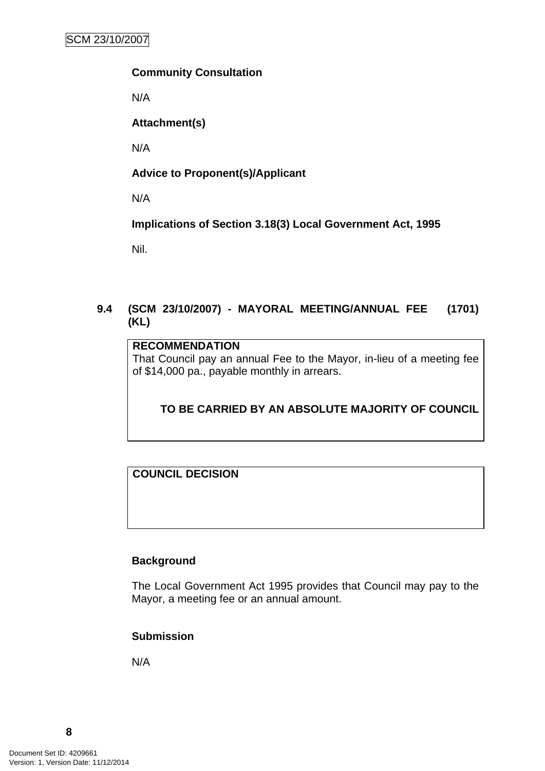**Community Consultation**

N/A

**Attachment(s)**

N/A

**Advice to Proponent(s)/Applicant**

N/A

**Implications of Section 3.18(3) Local Government Act, 1995**

Nil.

## 9.4 (SCM 23/10/2007) - MAYORAL MEETING/ANNUAL FEE (1701) (KL)

**RECOMMENDATION**

That Council pay an annual Fee to the Mayor, in-lieu of a meeting fee of $14,000 pa., payable monthly in arrears.

**TO BE CARRIED BY AN ABSOLUTE MAJORITY OF COUNCIL**

**COUNCIL DECISION**

**Background**

The Local Government Act 1995 provides that Council may pay to the Mayor, a meeting fee or an annual amount.

**Submission**

N/A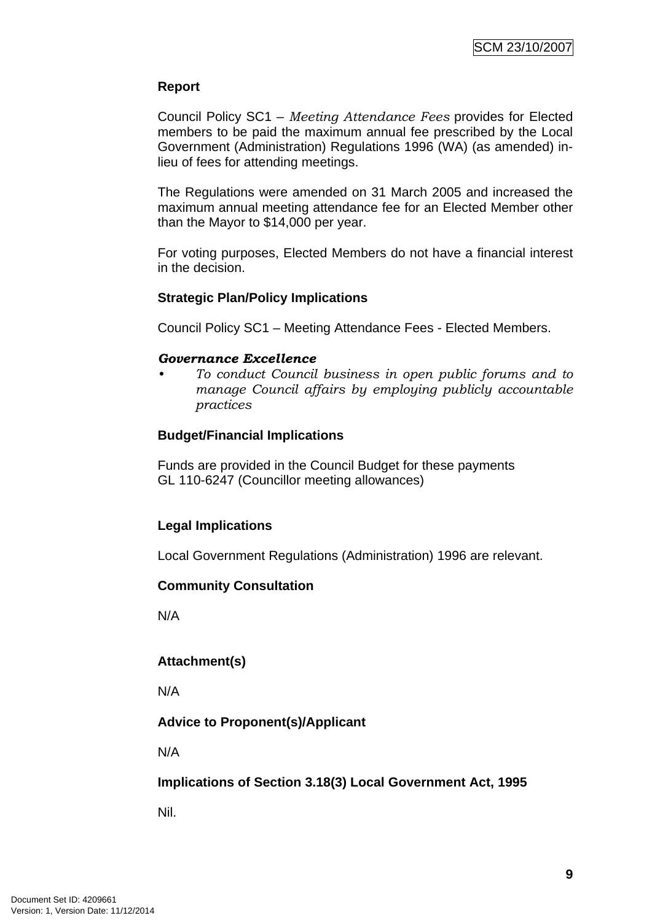**Report**

Council Policy SC1 – *Meeting Attendance Fees* provides for Elected members to be paid the maximum annual fee prescribed by the Local Government (Administration) Regulations 1996 (WA) (as amended) in-lieu of fees for attending meetings.

The Regulations were amended on 31 March 2005 and increased the maximum annual meeting attendance fee for an Elected Member other than the Mayor to $14,000 per year.

For voting purposes, Elected Members do not have a financial interest in the decision.

**Strategic Plan/Policy Implications**

Council Policy SC1 – Meeting Attendance Fees - Elected Members.

***Governance Excellence***

- *To conduct Council business in open public forums and to manage Council affairs by employing publicly accountable practices*

**Budget/Financial Implications**

Funds are provided in the Council Budget for these payments
GL 110-6247 (Councillor meeting allowances)

**Legal Implications**

Local Government Regulations (Administration) 1996 are relevant.

**Community Consultation**

N/A

**Attachment(s)**

N/A

**Advice to Proponent(s)/Applicant**

N/A

**Implications of Section 3.18(3) Local Government Act, 1995**

Nil.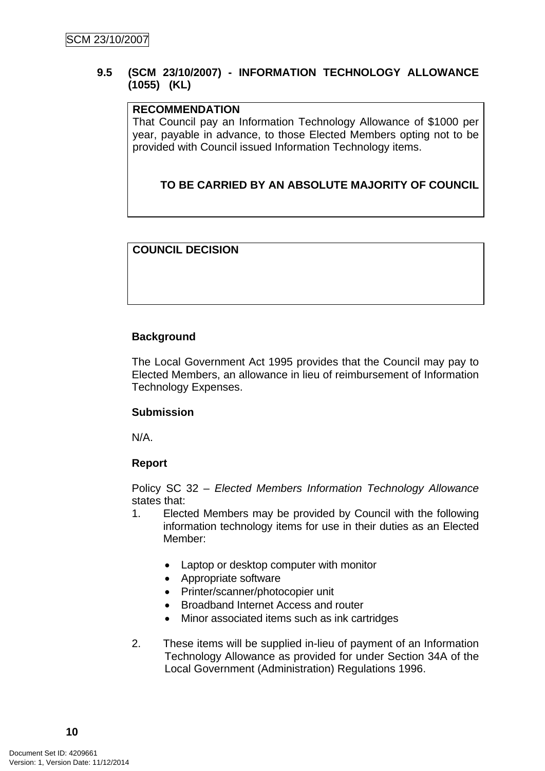### 9.5 (SCM 23/10/2007) - INFORMATION TECHNOLOGY ALLOWANCE (1055) (KL)

**RECOMMENDATION**

That Council pay an Information Technology Allowance of $1000 per year, payable in advance, to those Elected Members opting not to be provided with Council issued Information Technology items.

**TO BE CARRIED BY AN ABSOLUTE MAJORITY OF COUNCIL**

**COUNCIL DECISION**

**Background**

The Local Government Act 1995 provides that the Council may pay to Elected Members, an allowance in lieu of reimbursement of Information Technology Expenses.

**Submission**

N/A.

**Report**

Policy SC 32 – *Elected Members Information Technology Allowance* states that:

1. Elected Members may be provided by Council with the following information technology items for use in their duties as an Elected Member:

   - Laptop or desktop computer with monitor
   - Appropriate software
   - Printer/scanner/photocopier unit
   - Broadband Internet Access and router
   - Minor associated items such as ink cartridges

2. These items will be supplied in-lieu of payment of an Information Technology Allowance as provided for under Section 34A of the Local Government (Administration) Regulations 1996.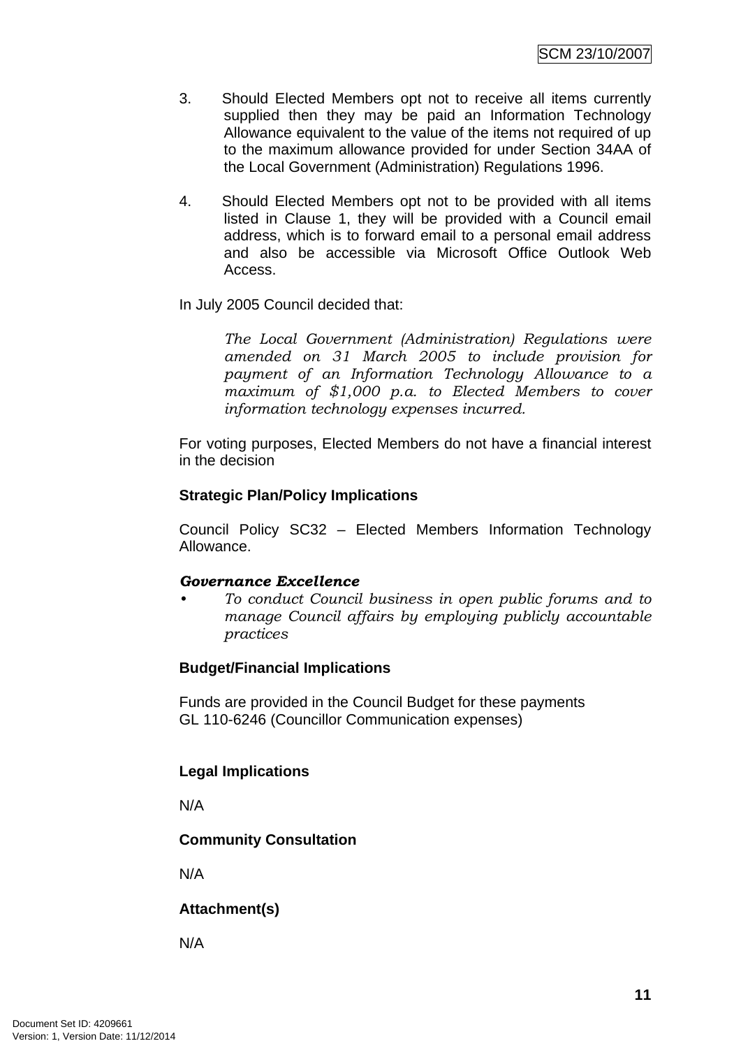3. Should Elected Members opt not to receive all items currently supplied then they may be paid an Information Technology Allowance equivalent to the value of the items not required of up to the maximum allowance provided for under Section 34AA of the Local Government (Administration) Regulations 1996.

4. Should Elected Members opt not to be provided with all items listed in Clause 1, they will be provided with a Council email address, which is to forward email to a personal email address and also be accessible via Microsoft Office Outlook Web Access.

In July 2005 Council decided that:

> *The Local Government (Administration) Regulations were amended on 31 March 2005 to include provision for payment of an Information Technology Allowance to a maximum of $1,000 p.a. to Elected Members to cover information technology expenses incurred.*

For voting purposes, Elected Members do not have a financial interest in the decision

**Strategic Plan/Policy Implications**

Council Policy SC32 – Elected Members Information Technology Allowance.

***Governance Excellence***

- *To conduct Council business in open public forums and to manage Council affairs by employing publicly accountable practices*

**Budget/Financial Implications**

Funds are provided in the Council Budget for these payments
GL 110-6246 (Councillor Communication expenses)

**Legal Implications**

N/A

**Community Consultation**

N/A

**Attachment(s)**

N/A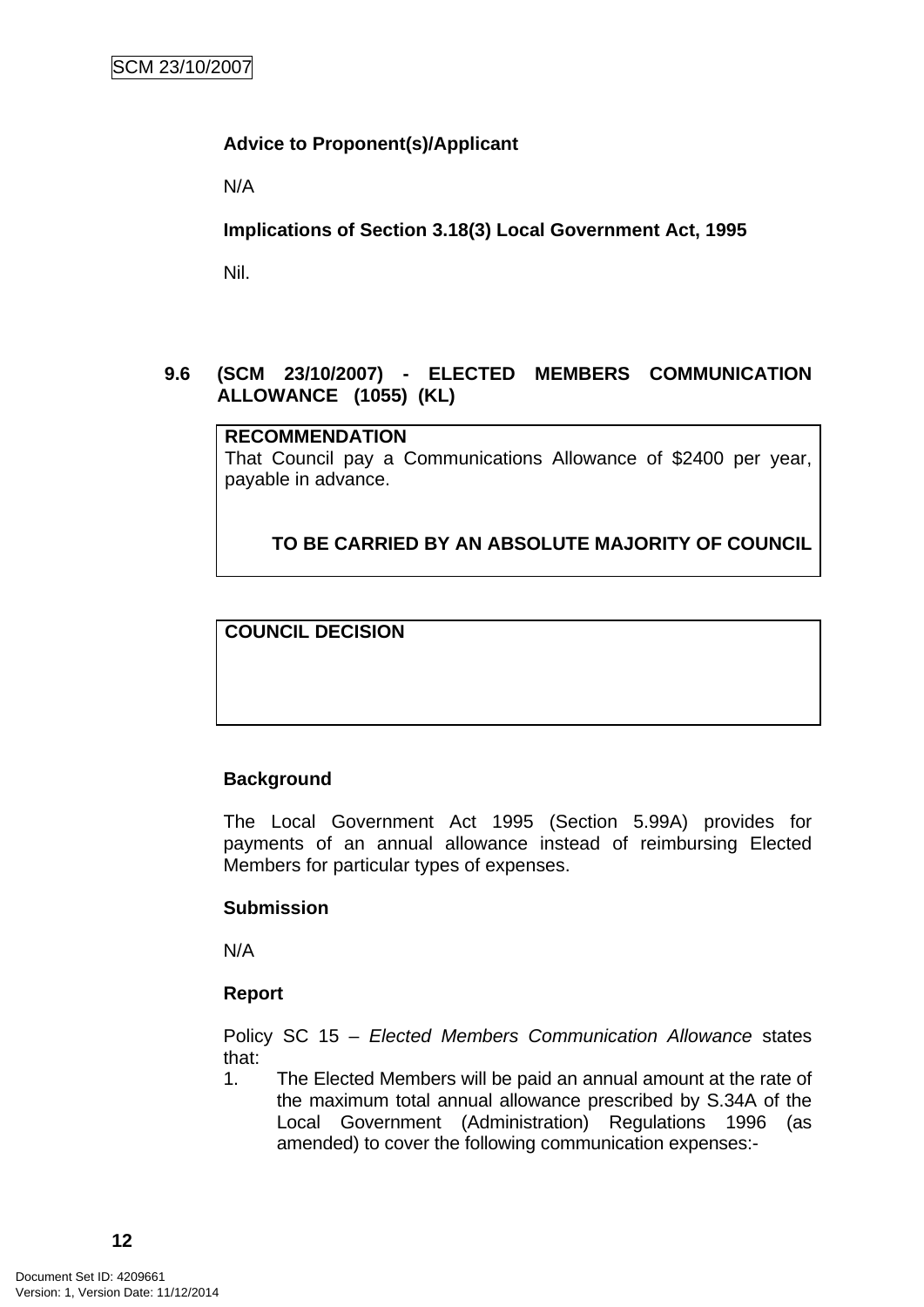**Advice to Proponent(s)/Applicant**

N/A

**Implications of Section 3.18(3) Local Government Act, 1995**

Nil.

## 9.6 (SCM 23/10/2007) - ELECTED MEMBERS COMMUNICATION ALLOWANCE (1055) (KL)

**RECOMMENDATION**

That Council pay a Communications Allowance of $2400 per year, payable in advance.

**TO BE CARRIED BY AN ABSOLUTE MAJORITY OF COUNCIL**

**COUNCIL DECISION**

**Background**

The Local Government Act 1995 (Section 5.99A) provides for payments of an annual allowance instead of reimbursing Elected Members for particular types of expenses.

**Submission**

N/A

**Report**

Policy SC 15 – *Elected Members Communication Allowance* states that:

1. The Elected Members will be paid an annual amount at the rate of the maximum total annual allowance prescribed by S.34A of the Local Government (Administration) Regulations 1996 (as amended) to cover the following communication expenses:-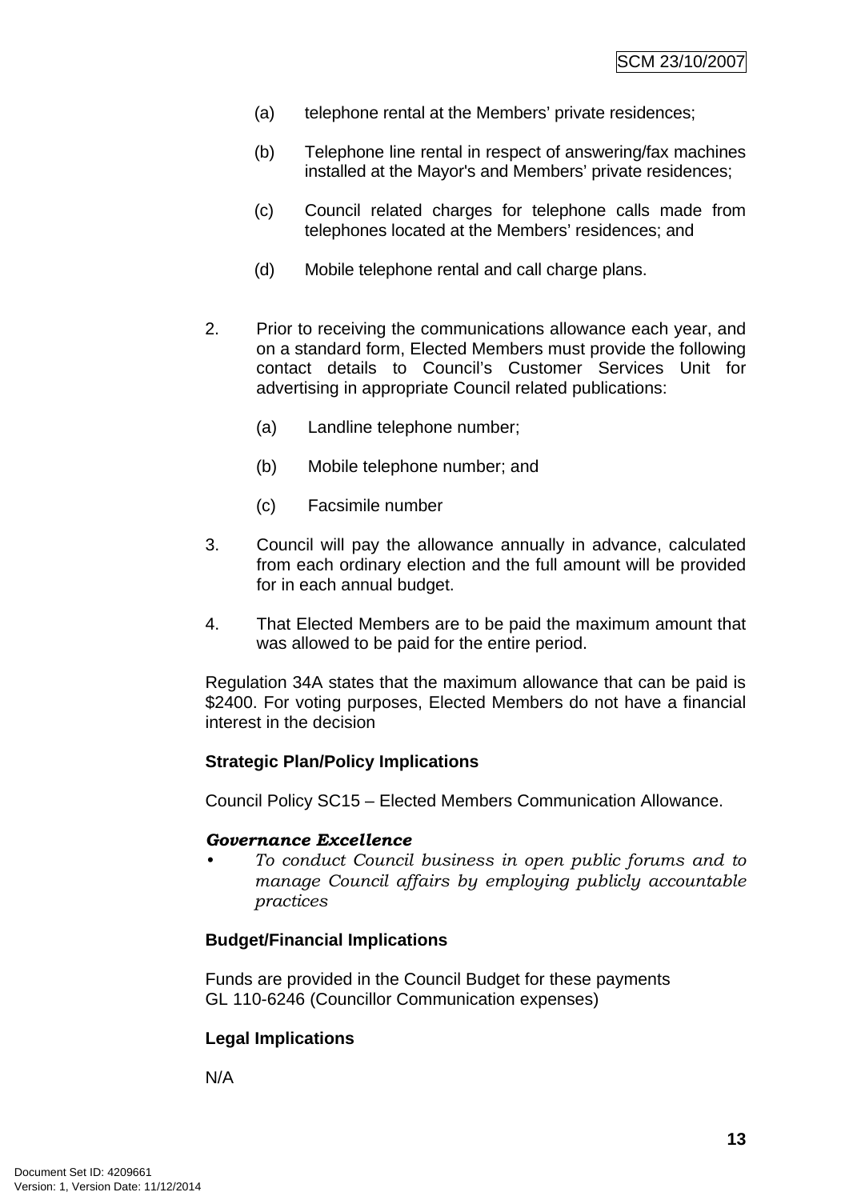(a) telephone rental at the Members' private residences;

(b) Telephone line rental in respect of answering/fax machines installed at the Mayor's and Members' private residences;

(c) Council related charges for telephone calls made from telephones located at the Members' residences; and

(d) Mobile telephone rental and call charge plans.

2. Prior to receiving the communications allowance each year, and on a standard form, Elected Members must provide the following contact details to Council's Customer Services Unit for advertising in appropriate Council related publications:

   (a) Landline telephone number;

   (b) Mobile telephone number; and

   (c) Facsimile number

3. Council will pay the allowance annually in advance, calculated from each ordinary election and the full amount will be provided for in each annual budget.

4. That Elected Members are to be paid the maximum amount that was allowed to be paid for the entire period.

Regulation 34A states that the maximum allowance that can be paid is $2400. For voting purposes, Elected Members do not have a financial interest in the decision

**Strategic Plan/Policy Implications**

Council Policy SC15 – Elected Members Communication Allowance.

***Governance Excellence***

- *To conduct Council business in open public forums and to manage Council affairs by employing publicly accountable practices*

**Budget/Financial Implications**

Funds are provided in the Council Budget for these payments
GL 110-6246 (Councillor Communication expenses)

**Legal Implications**

N/A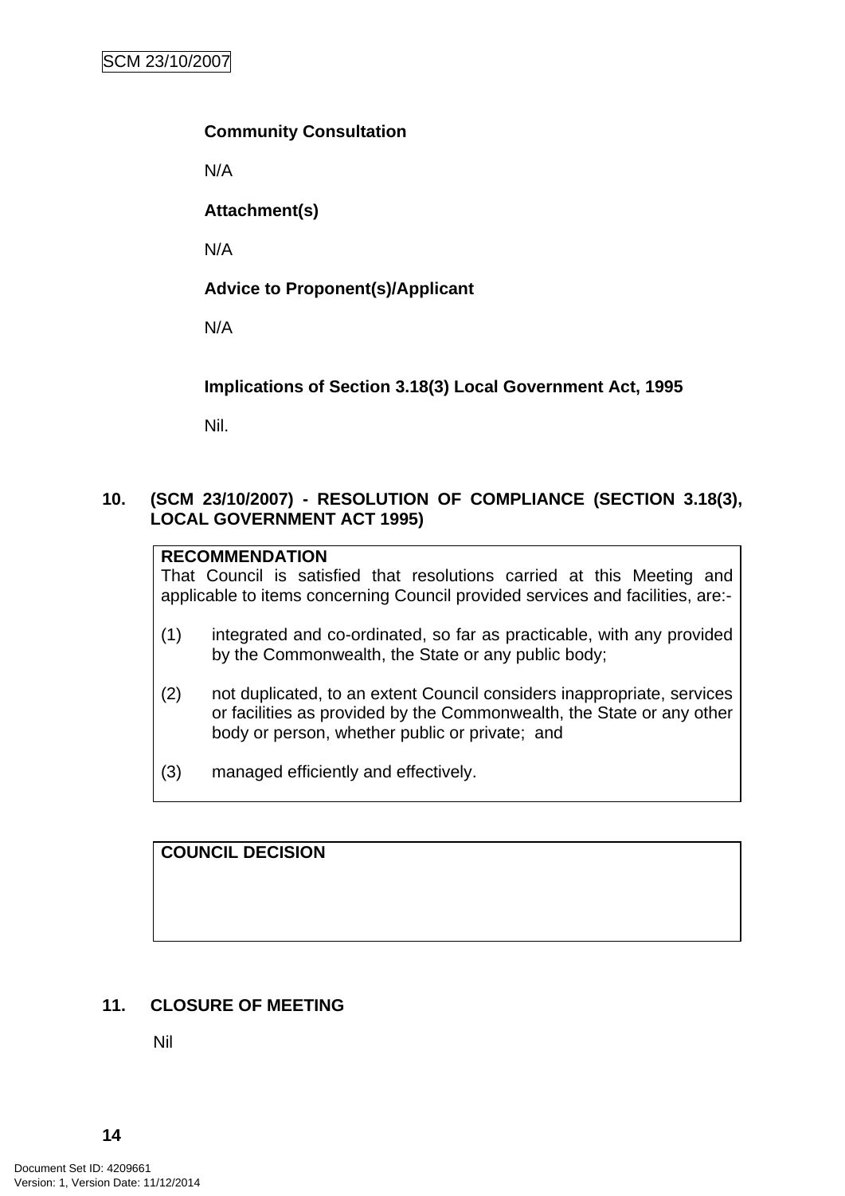**Community Consultation**

N/A

**Attachment(s)**

N/A

**Advice to Proponent(s)/Applicant**

N/A

**Implications of Section 3.18(3) Local Government Act, 1995**

Nil.

## 10. (SCM 23/10/2007) - RESOLUTION OF COMPLIANCE (SECTION 3.18(3), LOCAL GOVERNMENT ACT 1995)

**RECOMMENDATION**

That Council is satisfied that resolutions carried at this Meeting and applicable to items concerning Council provided services and facilities, are:-

(1) integrated and co-ordinated, so far as practicable, with any provided by the Commonwealth, the State or any public body;

(2) not duplicated, to an extent Council considers inappropriate, services or facilities as provided by the Commonwealth, the State or any other body or person, whether public or private; and

(3) managed efficiently and effectively.

**COUNCIL DECISION**

## 11. CLOSURE OF MEETING

Nil

Document Set ID: 4209661
Version: 1, Version Date: 11/12/2014